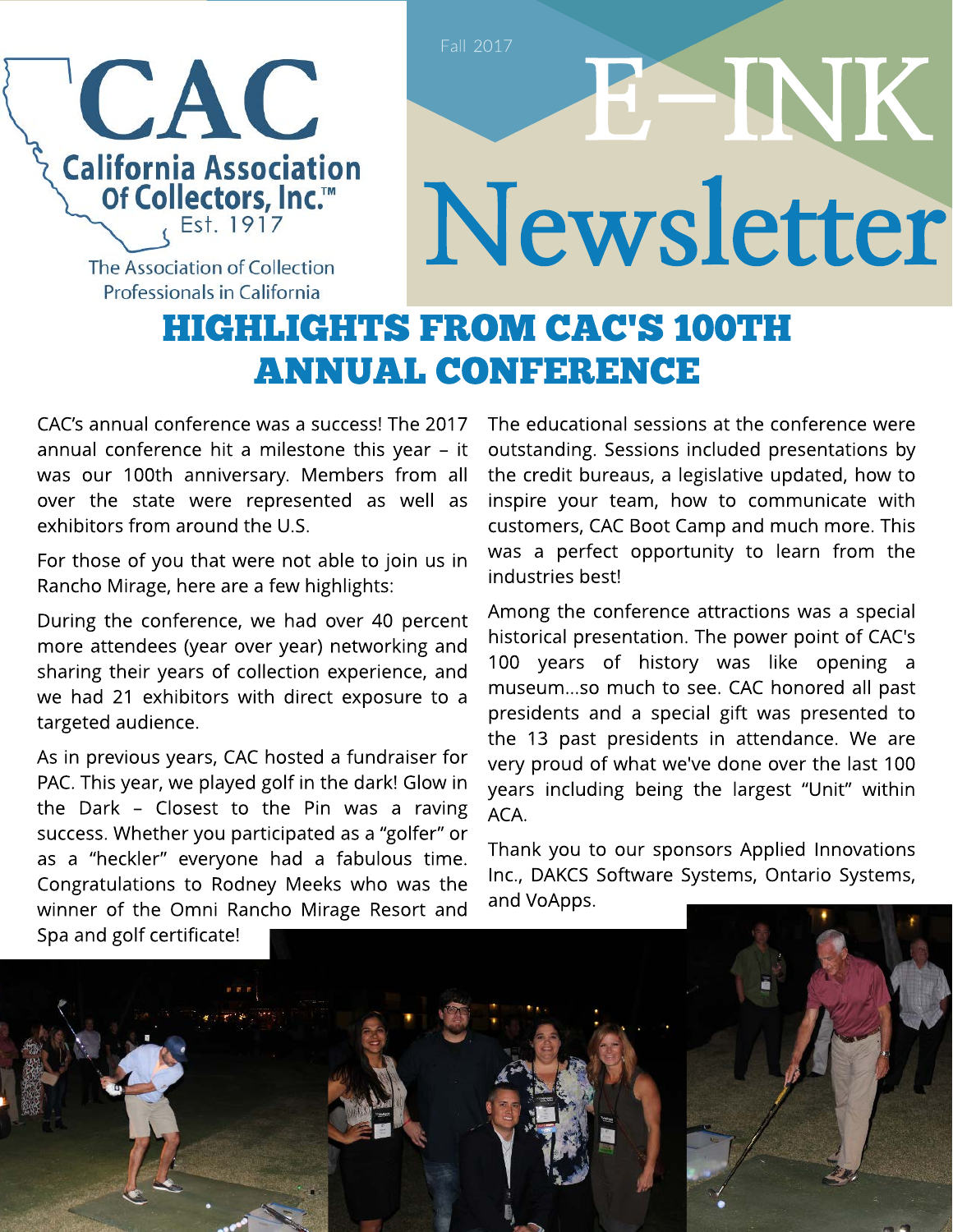# CAC

## California Association Of Collectors, Inc.™

Est. 1917

The Association of Collection Professionals in California

Fall 2017

# E-INK Newsletter

## HIGHLIGHTS FROM CAC'S 100TH ANNUAL CONFERENCE

CAC's annual conference was a success! The 2017 annual conference hit a milestone this year – it was our 100th anniversary. Members from all over the state were represented as well as exhibitors from around the U.S.

For those of you that were not able to join us in Rancho Mirage, here are a few highlights:

During the conference, we had over 40 percent more attendees (year over year) networking and sharing their years of collection experience, and we had 21 exhibitors with direct exposure to a targeted audience.

As in previous years, CAC hosted a fundraiser for PAC. This year, we played golf in the dark! Glow in the Dark – Closest to the Pin was a raving success. Whether you participated as a "golfer" or as a "heckler" everyone had a fabulous time. Congratulations to Rodney Meeks who was the winner of the Omni Rancho Mirage Resort and Spa and golf certificate!

The educational sessions at the conference were outstanding. Sessions included presentations by the credit bureaus, a legislative updated, how to inspire your team, how to communicate with customers, CAC Boot Camp and much more. This was a perfect opportunity to learn from the industries best!

Among the conference attractions was a special historical presentation. The power point of CAC's 100 years of history was like opening a museum...so much to see. CAC honored all past presidents and a special gift was presented to the 13 past presidents in attendance. We are very proud of what we've done over the last 100 years including being the largest "Unit" within ACA.

Thank you to our sponsors Applied Innovations Inc., DAKCS Software Systems, Ontario Systems, and VoApps.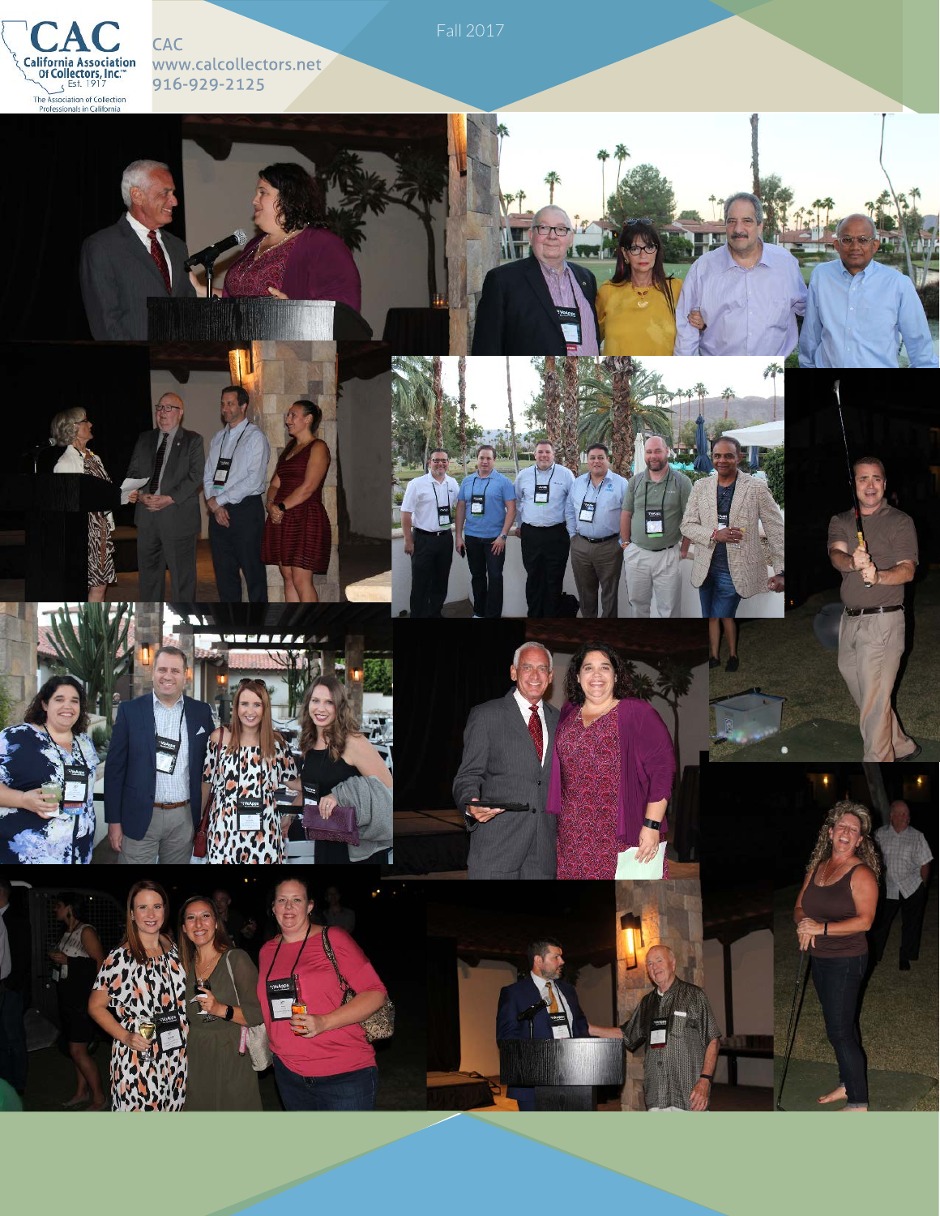CAC
www.calcollectors.net
916-929-2125

Fall 2017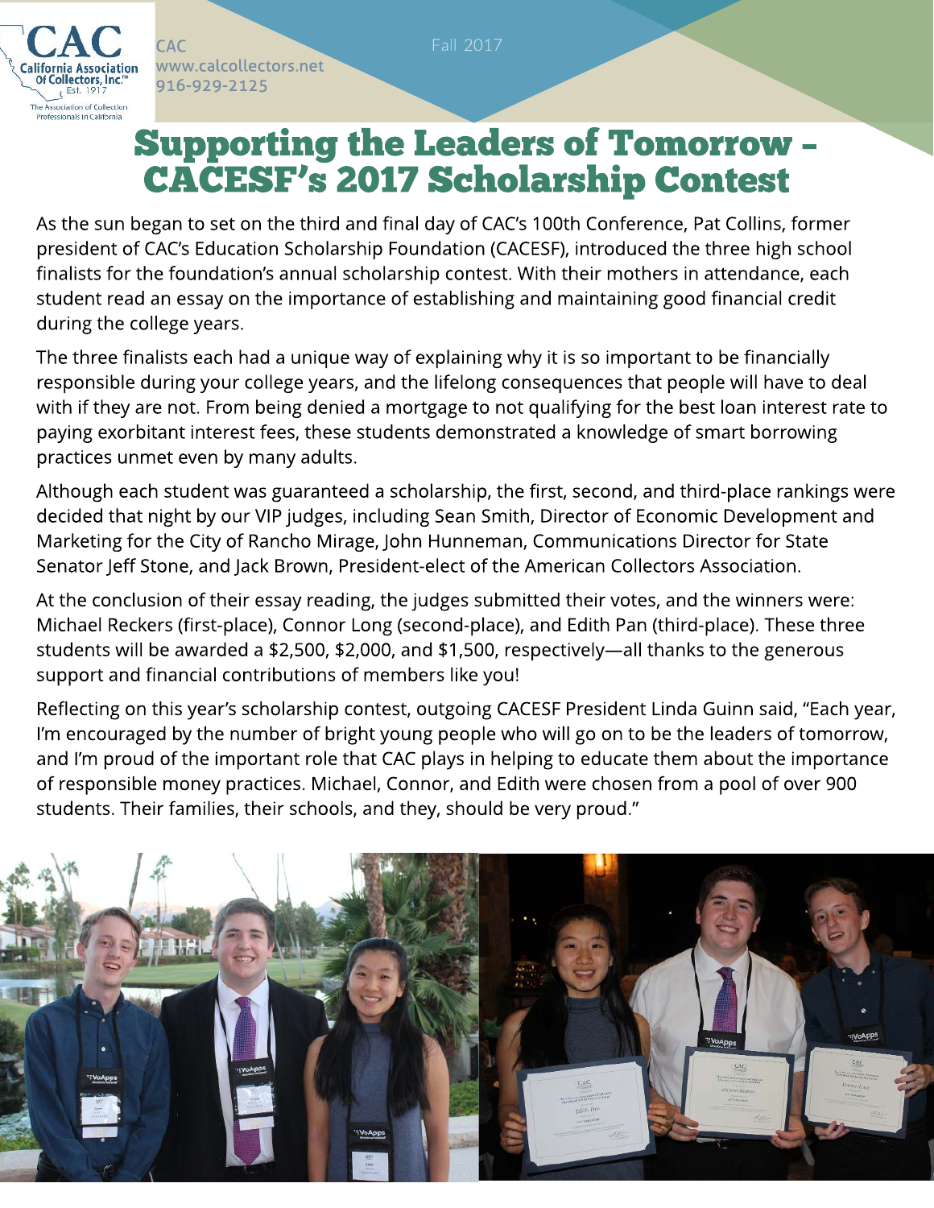# Supporting the Leaders of Tomorrow – CACESF's 2017 Scholarship Contest

As the sun began to set on the third and final day of CAC's 100th Conference, Pat Collins, former president of CAC's Education Scholarship Foundation (CACESF), introduced the three high school finalists for the foundation's annual scholarship contest. With their mothers in attendance, each student read an essay on the importance of establishing and maintaining good financial credit during the college years.

The three finalists each had a unique way of explaining why it is so important to be financially responsible during your college years, and the lifelong consequences that people will have to deal with if they are not. From being denied a mortgage to not qualifying for the best loan interest rate to paying exorbitant interest fees, these students demonstrated a knowledge of smart borrowing practices unmet even by many adults.

Although each student was guaranteed a scholarship, the first, second, and third-place rankings were decided that night by our VIP judges, including Sean Smith, Director of Economic Development and Marketing for the City of Rancho Mirage, John Hunneman, Communications Director for State Senator Jeff Stone, and Jack Brown, President-elect of the American Collectors Association.

At the conclusion of their essay reading, the judges submitted their votes, and the winners were: Michael Reckers (first-place), Connor Long (second-place), and Edith Pan (third-place). These three students will be awarded a $2,500, $2,000, and $1,500, respectively—all thanks to the generous support and financial contributions of members like you!

Reflecting on this year's scholarship contest, outgoing CACESF President Linda Guinn said, "Each year, I'm encouraged by the number of bright young people who will go on to be the leaders of tomorrow, and I'm proud of the important role that CAC plays in helping to educate them about the importance of responsible money practices. Michael, Connor, and Edith were chosen from a pool of over 900 students. Their families, their schools, and they, should be very proud."